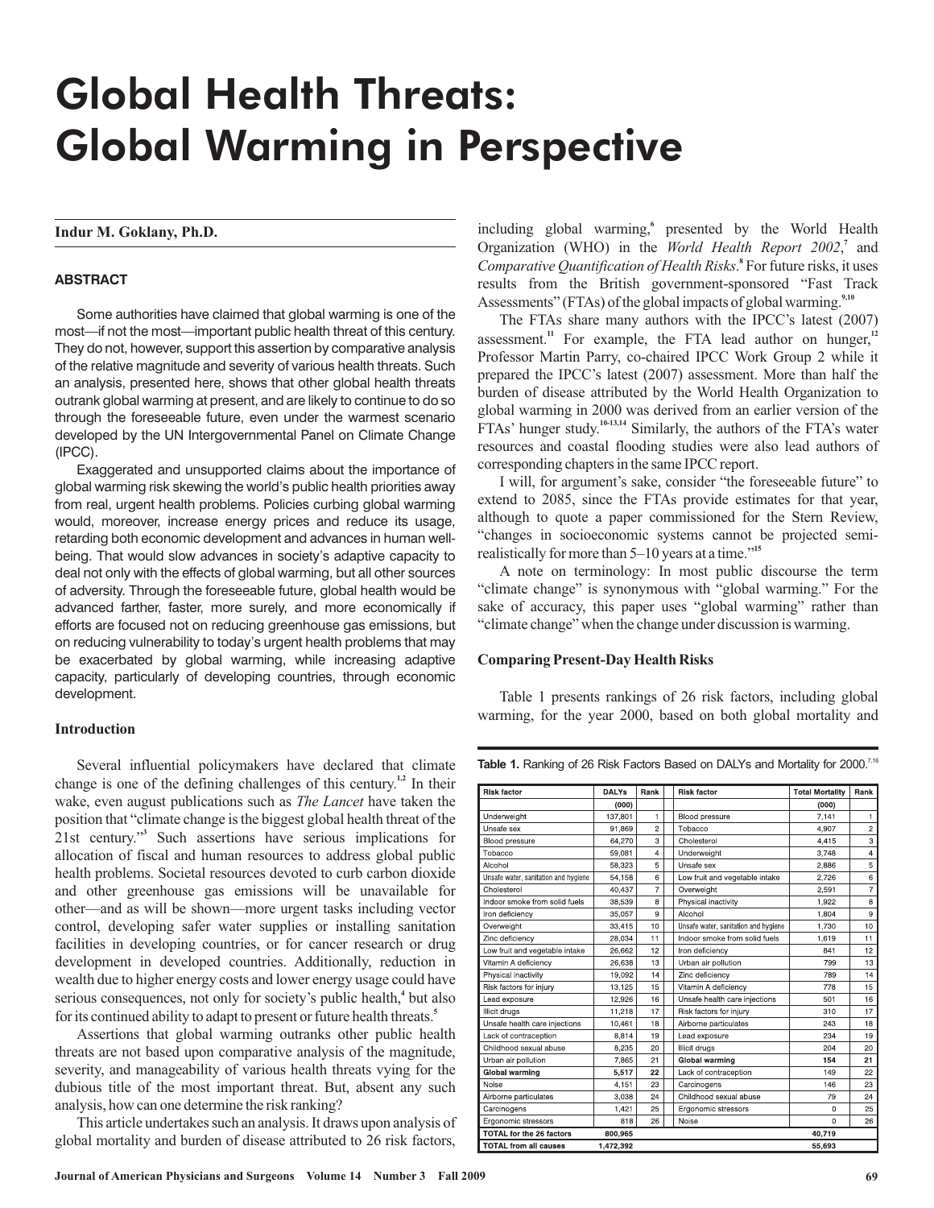# Global Health Threats: Global Warming in Perspective

**Indur M. Goklany, Ph.D.**

### ABSTRACT

Some authorities have claimed that global warming is one of the most—if not the most—important public health threat of this century. They do not, however, support this assertion by comparative analysis of the relative magnitude and severity of various health threats. Such an analysis, presented here, shows that other global health threats outrank global warming at present, and are likely to continue to do so through the foreseeable future, even under the warmest scenario developed by the UN Intergovernmental Panel on Climate Change (IPCC).

Exaggerated and unsupported claims about the importance of global warming risk skewing the world's public health priorities away from real, urgent health problems. Policies curbing global warming would, moreover, increase energy prices and reduce its usage, retarding both economic development and advances in human well-being. That would slow advances in society's adaptive capacity to deal not only with the effects of global warming, but all other sources of adversity. Through the foreseeable future, global health would be advanced farther, faster, more surely, and more economically if efforts are focused not on reducing greenhouse gas emissions, but on reducing vulnerability to today's urgent health problems that may be exacerbated by global warming, while increasing adaptive capacity, particularly of developing countries, through economic development.

### Introduction

Several influential policymakers have declared that climate change is one of the defining challenges of this century.[1,2] In their wake, even august publications such as *The Lancet* have taken the position that "climate change is the biggest global health threat of the 21st century."[3] Such assertions have serious implications for allocation of fiscal and human resources to address global public health problems. Societal resources devoted to curb carbon dioxide and other greenhouse gas emissions will be unavailable for other—and as will be shown—more urgent tasks including vector control, developing safer water supplies or installing sanitation facilities in developing countries, or for cancer research or drug development in developed countries. Additionally, reduction in wealth due to higher energy costs and lower energy usage could have serious consequences, not only for society's public health,[4] but also for its continued ability to adapt to present or future health threats.[5]

Assertions that global warming outranks other public health threats are not based upon comparative analysis of the magnitude, severity, and manageability of various health threats vying for the dubious title of the most important threat. But, absent any such analysis, how can one determine the risk ranking?

This article undertakes such an analysis. It draws upon analysis of global mortality and burden of disease attributed to 26 risk factors, including global warming,[6] presented by the World Health Organization (WHO) in the *World Health Report 2002*,[7] and *Comparative Quantification of Health Risks*.[8] For future risks, it uses results from the British government-sponsored "Fast Track Assessments" (FTAs) of the global impacts of global warming.[9,10]

The FTAs share many authors with the IPCC's latest (2007) assessment.[11] For example, the FTA lead author on hunger,[12] Professor Martin Parry, co-chaired IPCC Work Group 2 while it prepared the IPCC's latest (2007) assessment. More than half the burden of disease attributed by the World Health Organization to global warming in 2000 was derived from an earlier version of the FTAs' hunger study.[10-13,14] Similarly, the authors of the FTA's water resources and coastal flooding studies were also lead authors of corresponding chapters in the same IPCC report.

I will, for argument's sake, consider "the foreseeable future" to extend to 2085, since the FTAs provide estimates for that year, although to quote a paper commissioned for the Stern Review, "changes in socioeconomic systems cannot be projected semi-realistically for more than 5–10 years at a time."[15]

A note on terminology: In most public discourse the term "climate change" is synonymous with "global warming." For the sake of accuracy, this paper uses "global warming" rather than "climate change" when the change under discussion is warming.

### Comparing Present-Day Health Risks

Table 1 presents rankings of 26 risk factors, including global warming, for the year 2000, based on both global mortality and

**Table 1.** Ranking of 26 Risk Factors Based on DALYs and Mortality for 2000.[7,16]

| Risk factor | DALYs | Rank | | Risk factor | Total Mortality | Rank |
|---|---|---|---|---|---|---|
| | (000) | | | | (000) | |
| Underweight | 137,801 | 1 | | Blood pressure | 7,141 | 1 |
| Unsafe sex | 91,869 | 2 | | Tobacco | 4,907 | 2 |
| Blood pressure | 64,270 | 3 | | Cholesterol | 4,415 | 3 |
| Tobacco | 59,081 | 4 | | Underweight | 3,748 | 4 |
| Alcohol | 58,323 | 5 | | Unsafe sex | 2,886 | 5 |
| Unsafe water, sanitation and hygiene | 54,158 | 6 | | Low fruit and vegetable intake | 2,726 | 6 |
| Cholesterol | 40,437 | 7 | | Overweight | 2,591 | 7 |
| Indoor smoke from solid fuels | 38,539 | 8 | | Physical inactivity | 1,922 | 8 |
| Iron deficiency | 35,057 | 9 | | Alcohol | 1,804 | 9 |
| Overweight | 33,415 | 10 | | Unsafe water, sanitation and hygiene | 1,730 | 10 |
| Zinc deficiency | 28,034 | 11 | | Indoor smoke from solid fuels | 1,619 | 11 |
| Low fruit and vegetable intake | 26,662 | 12 | | Iron deficiency | 841 | 12 |
| Vitamin A deficiency | 26,638 | 13 | | Urban air pollution | 799 | 13 |
| Physical inactivity | 19,092 | 14 | | Zinc deficiency | 789 | 14 |
| Risk factors for injury | 13,125 | 15 | | Vitamin A deficiency | 778 | 15 |
| Lead exposure | 12,926 | 16 | | Unsafe health care injections | 501 | 16 |
| Illicit drugs | 11,218 | 17 | | Risk factors for injury | 310 | 17 |
| Unsafe health care injections | 10,461 | 18 | | Airborne particulates | 243 | 18 |
| Lack of contraception | 8,814 | 19 | | Lead exposure | 234 | 19 |
| Childhood sexual abuse | 8,235 | 20 | | Illicit drugs | 204 | 20 |
| Urban air pollution | 7,865 | 21 | | **Global warming** | **154** | **21** |
| **Global warming** | **5,517** | **22** | | Lack of contraception | 149 | 22 |
| Noise | 4,151 | 23 | | Carcinogens | 146 | 23 |
| Airborne particulates | 3,038 | 24 | | Childhood sexual abuse | 79 | 24 |
| Carcinogens | 1,421 | 25 | | Ergonomic stressors | 0 | 25 |
| Ergonomic stressors | 818 | 26 | | Noise | 0 | 26 |
| **TOTAL for the 26 factors** | **800,965** | | | | **40,719** | |
| **TOTAL from all causes** | **1,472,392** | | | | **55,693** | |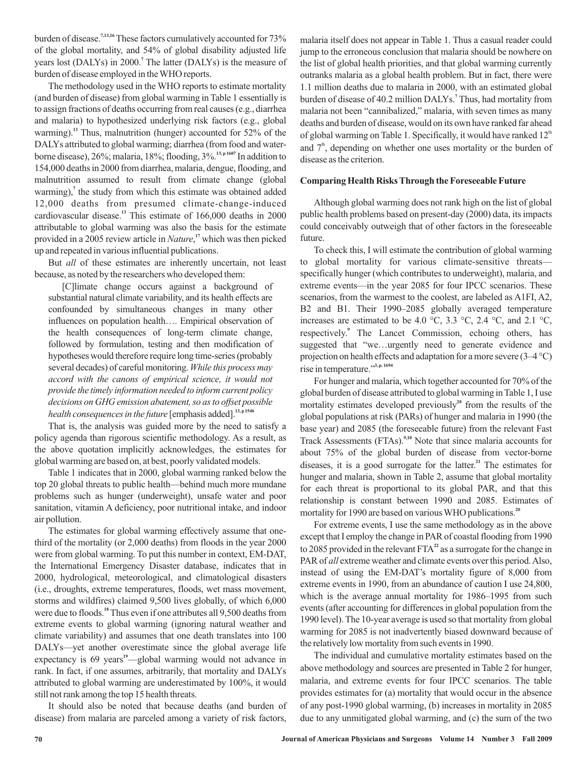burden of disease.[7,13,16] These factors cumulatively accounted for 73% of the global mortality, and 54% of global disability adjusted life years lost (DALYs) in 2000.[7] The latter (DALYs) is the measure of burden of disease employed in the WHO reports.

The methodology used in the WHO reports to estimate mortality (and burden of disease) from global warming in Table 1 essentially is to assign fractions of deaths occurring from real causes (e.g., diarrhea and malaria) to hypothesized underlying risk factors (e.g., global warming).[13] Thus, malnutrition (hunger) accounted for 52% of the DALYs attributed to global warming; diarrhea (from food and water-borne disease), 26%; malaria, 18%; flooding, 3%.[13, p 1607] In addition to 154,000 deaths in 2000 from diarrhea, malaria, dengue, flooding, and malnutrition assumed to result from climate change (global warming),[7] the study from which this estimate was obtained added 12,000 deaths from presumed climate-change-induced cardiovascular disease.[13] This estimate of 166,000 deaths in 2000 attributable to global warming was also the basis for the estimate provided in a 2005 review article in *Nature*,[17] which was then picked up and repeated in various influential publications.

But *all* of these estimates are inherently uncertain, not least because, as noted by the researchers who developed them:

> [C]limate change occurs against a background of substantial natural climate variability, and its health effects are confounded by simultaneous changes in many other influences on population health…. Empirical observation of the health consequences of long-term climate change, followed by formulation, testing and then modification of hypotheses would therefore require long time-series (probably several decades) of careful monitoring. *While this process may accord with the canons of empirical science, it would not provide the timely information needed to inform current policy decisions on GHG emission abatement, so as to offset possible health consequences in the future* [emphasis added].[13, p 1546]

That is, the analysis was guided more by the need to satisfy a policy agenda than rigorous scientific methodology. As a result, as the above quotation implicitly acknowledges, the estimates for global warming are based on, at best, poorly validated models.

Table 1 indicates that in 2000, global warming ranked below the top 20 global threats to public health—behind much more mundane problems such as hunger (underweight), unsafe water and poor sanitation, vitamin A deficiency, poor nutritional intake, and indoor air pollution.

The estimates for global warming effectively assume that one-third of the mortality (or 2,000 deaths) from floods in the year 2000 were from global warming. To put this number in context, EM-DAT, the International Emergency Disaster database, indicates that in 2000, hydrological, meteorological, and climatological disasters (i.e., droughts, extreme temperatures, floods, wet mass movement, storms and wildfires) claimed 9,500 lives globally, of which 6,000 were due to floods.[18] Thus even if one attributes all 9,500 deaths from extreme events to global warming (ignoring natural weather and climate variability) and assumes that one death translates into 100 DALYs—yet another overestimate since the global average life expectancy is 69 years[19]—global warming would not advance in rank. In fact, if one assumes, arbitrarily, that mortality and DALYs attributed to global warming are underestimated by 100%, it would still not rank among the top 15 health threats.

It should also be noted that because deaths (and burden of disease) from malaria are parceled among a variety of risk factors, malaria itself does not appear in Table 1. Thus a casual reader could jump to the erroneous conclusion that malaria should be nowhere on the list of global health priorities, and that global warming currently outranks malaria as a global health problem. But in fact, there were 1.1 million deaths due to malaria in 2000, with an estimated global burden of disease of 40.2 million DALYs.[7] Thus, had mortality from malaria not been "cannibalized," malaria, with seven times as many deaths and burden of disease, would on its own have ranked far ahead of global warming on Table 1. Specifically, it would have ranked 12th and 7th, depending on whether one uses mortality or the burden of disease as the criterion.

### Comparing Health Risks Through the Foreseeable Future

Although global warming does not rank high on the list of global public health problems based on present-day (2000) data, its impacts could conceivably outweigh that of other factors in the foreseeable future.

To check this, I will estimate the contribution of global warming to global mortality for various climate-sensitive threats—specifically hunger (which contributes to underweight), malaria, and extreme events—in the year 2085 for four IPCC scenarios. These scenarios, from the warmest to the coolest, are labeled as A1FI, A2, B2 and B1. Their 1990–2085 globally averaged temperature increases are estimated to be 4.0 °C, 3.3 °C, 2.4 °C, and 2.1 °C, respectively.[9] The Lancet Commission, echoing others, has suggested that "we…urgently need to generate evidence and projection on health effects and adaptation for a more severe (3–4 °C) rise in temperature."[3, p. 1694]

For hunger and malaria, which together accounted for 70% of the global burden of disease attributed to global warming in Table 1, I use mortality estimates developed previously[20] from the results of the global populations at risk (PARs) of hunger and malaria in 1990 (the base year) and 2085 (the foreseeable future) from the relevant Fast Track Assessments (FTAs).[9,10] Note that since malaria accounts for about 75% of the global burden of disease from vector-borne diseases, it is a good surrogate for the latter.[21] The estimates for hunger and malaria, shown in Table 2, assume that global mortality for each threat is proportional to its global PAR, and that this relationship is constant between 1990 and 2085. Estimates of mortality for 1990 are based on various WHO publications.[20]

For extreme events, I use the same methodology as in the above except that I employ the change in PAR of coastal flooding from 1990 to 2085 provided in the relevant FTA[22] as a surrogate for the change in PAR of *all* extreme weather and climate events over this period. Also, instead of using the EM-DAT's mortality figure of 8,000 from extreme events in 1990, from an abundance of caution I use 24,800, which is the average annual mortality for 1986–1995 from such events (after accounting for differences in global population from the 1990 level). The 10-year average is used so that mortality from global warming for 2085 is not inadvertently biased downward because of the relatively low mortality from such events in 1990.

The individual and cumulative mortality estimates based on the above methodology and sources are presented in Table 2 for hunger, malaria, and extreme events for four IPCC scenarios. The table provides estimates for (a) mortality that would occur in the absence of any post-1990 global warming, (b) increases in mortality in 2085 due to any unmitigated global warming, and (c) the sum of the two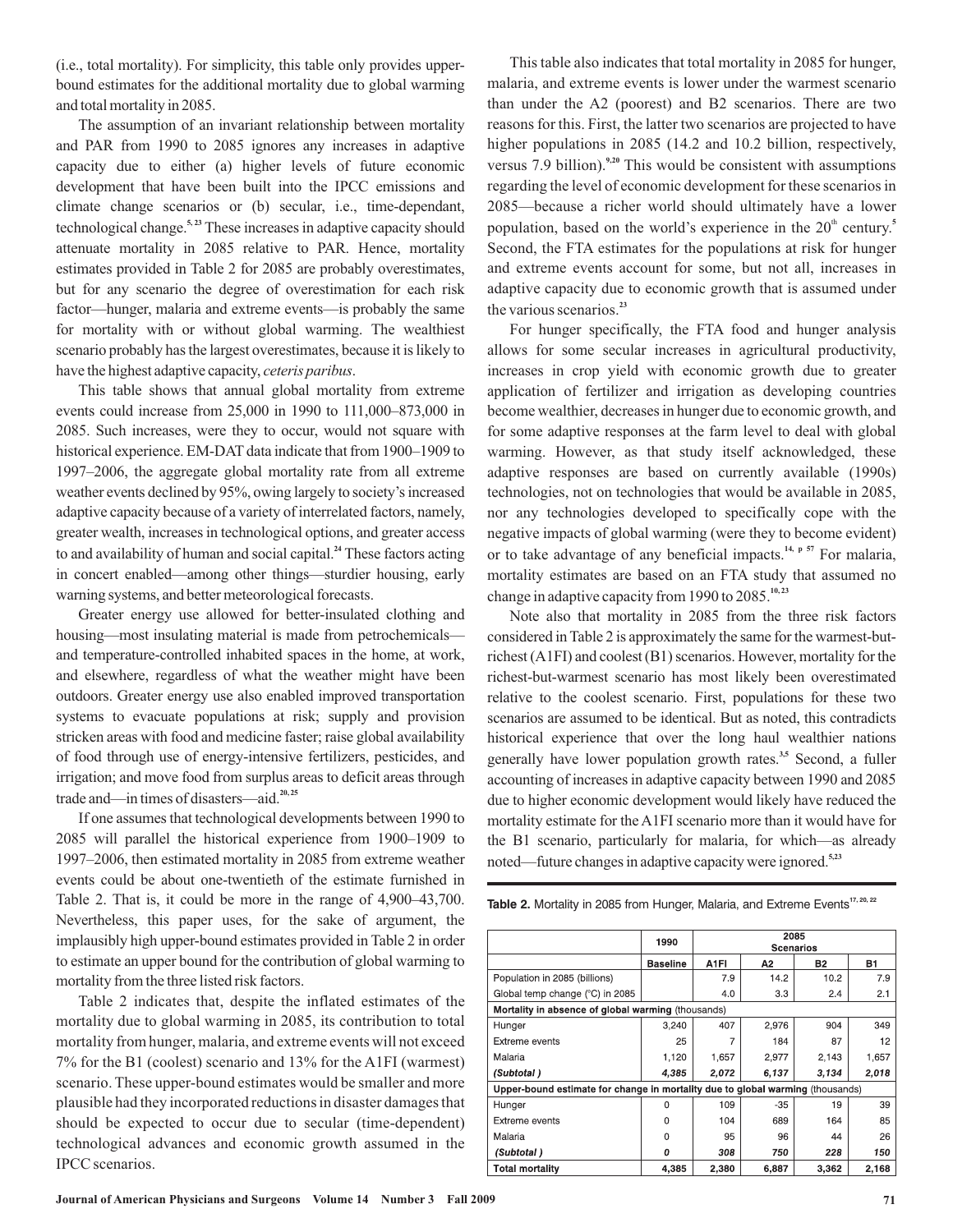(i.e., total mortality). For simplicity, this table only provides upper-bound estimates for the additional mortality due to global warming and total mortality in 2085.

The assumption of an invariant relationship between mortality and PAR from 1990 to 2085 ignores any increases in adaptive capacity due to either (a) higher levels of future economic development that have been built into the IPCC emissions and climate change scenarios or (b) secular, i.e., time-dependant, technological change.[5, 23] These increases in adaptive capacity should attenuate mortality in 2085 relative to PAR. Hence, mortality estimates provided in Table 2 for 2085 are probably overestimates, but for any scenario the degree of overestimation for each risk factor—hunger, malaria and extreme events—is probably the same for mortality with or without global warming. The wealthiest scenario probably has the largest overestimates, because it is likely to have the highest adaptive capacity, *ceteris paribus*.

This table shows that annual global mortality from extreme events could increase from 25,000 in 1990 to 111,000–873,000 in 2085. Such increases, were they to occur, would not square with historical experience. EM-DAT data indicate that from 1900–1909 to 1997–2006, the aggregate global mortality rate from all extreme weather events declined by 95%, owing largely to society's increased adaptive capacity because of a variety of interrelated factors, namely, greater wealth, increases in technological options, and greater access to and availability of human and social capital.[24] These factors acting in concert enabled—among other things—sturdier housing, early warning systems, and better meteorological forecasts.

Greater energy use allowed for better-insulated clothing and housing—most insulating material is made from petrochemicals—and temperature-controlled inhabited spaces in the home, at work, and elsewhere, regardless of what the weather might have been outdoors. Greater energy use also enabled improved transportation systems to evacuate populations at risk; supply and provision stricken areas with food and medicine faster; raise global availability of food through use of energy-intensive fertilizers, pesticides, and irrigation; and move food from surplus areas to deficit areas through trade and—in times of disasters—aid.[20, 25]

If one assumes that technological developments between 1990 to 2085 will parallel the historical experience from 1900–1909 to 1997–2006, then estimated mortality in 2085 from extreme weather events could be about one-twentieth of the estimate furnished in Table 2. That is, it could be more in the range of 4,900–43,700. Nevertheless, this paper uses, for the sake of argument, the implausibly high upper-bound estimates provided in Table 2 in order to estimate an upper bound for the contribution of global warming to mortality from the three listed risk factors.

Table 2 indicates that, despite the inflated estimates of the mortality due to global warming in 2085, its contribution to total mortality from hunger, malaria, and extreme events will not exceed 7% for the B1 (coolest) scenario and 13% for the A1FI (warmest) scenario. These upper-bound estimates would be smaller and more plausible had they incorporated reductions in disaster damages that should be expected to occur due to secular (time-dependent) technological advances and economic growth assumed in the IPCC scenarios.

This table also indicates that total mortality in 2085 for hunger, malaria, and extreme events is lower under the warmest scenario than under the A2 (poorest) and B2 scenarios. There are two reasons for this. First, the latter two scenarios are projected to have higher populations in 2085 (14.2 and 10.2 billion, respectively, versus 7.9 billion).[9,20] This would be consistent with assumptions regarding the level of economic development for these scenarios in 2085—because a richer world should ultimately have a lower population, based on the world's experience in the 20th century.[5] Second, the FTA estimates for the populations at risk for hunger and extreme events account for some, but not all, increases in adaptive capacity due to economic growth that is assumed under the various scenarios.[23]

For hunger specifically, the FTA food and hunger analysis allows for some secular increases in agricultural productivity, increases in crop yield with economic growth due to greater application of fertilizer and irrigation as developing countries become wealthier, decreases in hunger due to economic growth, and for some adaptive responses at the farm level to deal with global warming. However, as that study itself acknowledged, these adaptive responses are based on currently available (1990s) technologies, not on technologies that would be available in 2085, nor any technologies developed to specifically cope with the negative impacts of global warming (were they to become evident) or to take advantage of any beneficial impacts.[14, p 57] For malaria, mortality estimates are based on an FTA study that assumed no change in adaptive capacity from 1990 to 2085.[10, 23]

Note also that mortality in 2085 from the three risk factors considered in Table 2 is approximately the same for the warmest-but-richest (A1FI) and coolest (B1) scenarios. However, mortality for the richest-but-warmest scenario has most likely been overestimated relative to the coolest scenario. First, populations for these two scenarios are assumed to be identical. But as noted, this contradicts historical experience that over the long haul wealthier nations generally have lower population growth rates.[3,5] Second, a fuller accounting of increases in adaptive capacity between 1990 and 2085 due to higher economic development would likely have reduced the mortality estimate for the A1FI scenario more than it would have for the B1 scenario, particularly for malaria, for which—as already noted—future changes in adaptive capacity were ignored.[5,23]

**Table 2.** Mortality in 2085 from Hunger, Malaria, and Extreme Events[17, 20, 22]

| | 1990 | 2085 Scenarios | | | |
|---|---|---|---|---|---|
| | **Baseline** | **A1FI** | **A2** | **B2** | **B1** |
| Population in 2085 (billions) | | 7.9 | 14.2 | 10.2 | 7.9 |
| Global temp change (°C) in 2085 | | 4.0 | 3.3 | 2.4 | 2.1 |
| **Mortality in absence of global warming** (thousands) | | | | | |
| Hunger | 3,240 | 407 | 2,976 | 904 | 349 |
| Extreme events | 25 | 7 | 184 | 87 | 12 |
| Malaria | 1,120 | 1,657 | 2,977 | 2,143 | 1,657 |
| ***(Subtotal)*** | ***4,385*** | ***2,072*** | ***6,137*** | ***3,134*** | ***2,018*** |
| **Upper-bound estimate for change in mortality due to global warming** (thousands) | | | | | |
| Hunger | 0 | 109 | -35 | 19 | 39 |
| Extreme events | 0 | 104 | 689 | 164 | 85 |
| Malaria | 0 | 95 | 96 | 44 | 26 |
| ***(Subtotal)*** | ***0*** | ***308*** | ***750*** | ***228*** | ***150*** |
| **Total mortality** | **4,385** | **2,380** | **6,887** | **3,362** | **2,168** |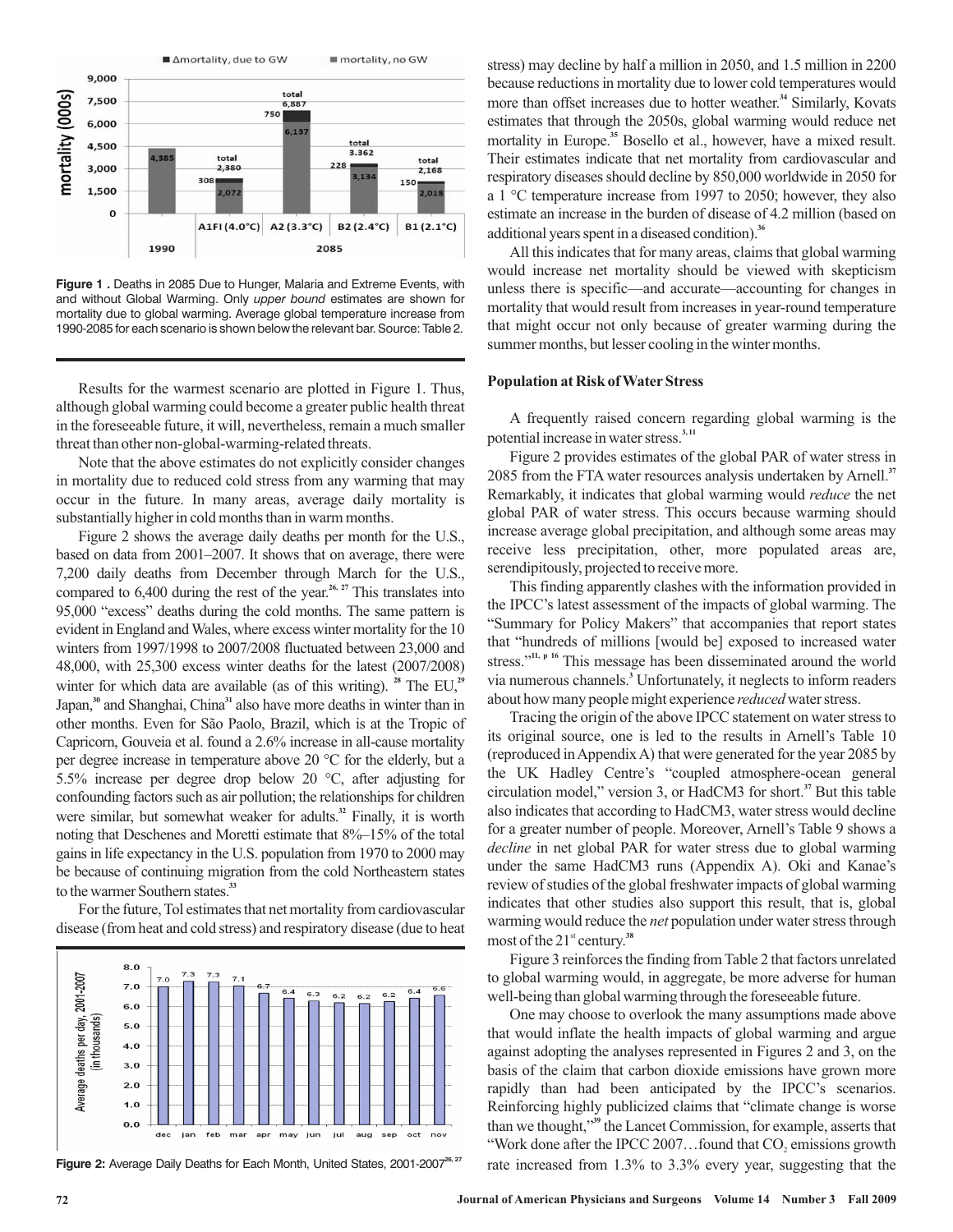Figure 1 . Deaths in 2085 Due to Hunger, Malaria and Extreme Events, with and without Global Warming. Only *upper bound* estimates are shown for mortality due to global warming. Average global temperature increase from 1990-2085 for each scenario is shown below the relevant bar. Source: Table 2.

Results for the warmest scenario are plotted in Figure 1. Thus, although global warming could become a greater public health threat in the foreseeable future, it will, nevertheless, remain a much smaller threat than other non-global-warming-related threats.

Note that the above estimates do not explicitly consider changes in mortality due to reduced cold stress from any warming that may occur in the future. In many areas, average daily mortality is substantially higher in cold months than in warm months.

Figure 2 shows the average daily deaths per month for the U.S., based on data from 2001–2007. It shows that on average, there were 7,200 daily deaths from December through March for the U.S., compared to 6,400 during the rest of the year.[26, 27] This translates into 95,000 "excess" deaths during the cold months. The same pattern is evident in England and Wales, where excess winter mortality for the 10 winters from 1997/1998 to 2007/2008 fluctuated between 23,000 and 48,000, with 25,300 excess winter deaths for the latest (2007/2008) winter for which data are available (as of this writing).[28] The EU,[29] Japan,[30] and Shanghai, China[31] also have more deaths in winter than in other months. Even for São Paolo, Brazil, which is at the Tropic of Capricorn, Gouveia et al. found a 2.6% increase in all-cause mortality per degree increase in temperature above 20 °C for the elderly, but a 5.5% increase per degree drop below 20 °C, after adjusting for confounding factors such as air pollution; the relationships for children were similar, but somewhat weaker for adults.[32] Finally, it is worth noting that Deschenes and Moretti estimate that 8%–15% of the total gains in life expectancy in the U.S. population from 1970 to 2000 may be because of continuing migration from the cold Northeastern states to the warmer Southern states.[33]

For the future, Tol estimates that net mortality from cardiovascular disease (from heat and cold stress) and respiratory disease (due to heat stress) may decline by half a million in 2050, and 1.5 million in 2200 because reductions in mortality due to lower cold temperatures would more than offset increases due to hotter weather.[34] Similarly, Kovats estimates that through the 2050s, global warming would reduce net mortality in Europe.[35] Bosello et al., however, have a mixed result. Their estimates indicate that net mortality from cardiovascular and respiratory diseases should decline by 850,000 worldwide in 2050 for a 1 °C temperature increase from 1997 to 2050; however, they also estimate an increase in the burden of disease of 4.2 million (based on additional years spent in a diseased condition).[36]

All this indicates that for many areas, claims that global warming would increase net mortality should be viewed with skepticism unless there is specific—and accurate—accounting for changes in mortality that would result from increases in year-round temperature that might occur not only because of greater warming during the summer months, but lesser cooling in the winter months.

Figure 2: Average Daily Deaths for Each Month, United States, 2001-2007[26, 27]

## Population at Risk of Water Stress

A frequently raised concern regarding global warming is the potential increase in water stress.[3,11]

Figure 2 provides estimates of the global PAR of water stress in 2085 from the FTA water resources analysis undertaken by Arnell.[37] Remarkably, it indicates that global warming would *reduce* the net global PAR of water stress. This occurs because warming should increase average global precipitation, and although some areas may receive less precipitation, other, more populated areas are, serendipitously, projected to receive more.

This finding apparently clashes with the information provided in the IPCC's latest assessment of the impacts of global warming. The "Summary for Policy Makers" that accompanies that report states that "hundreds of millions [would be] exposed to increased water stress."[11, p 16] This message has been disseminated around the world via numerous channels.[3] Unfortunately, it neglects to inform readers about how many people might experience *reduced* water stress.

Tracing the origin of the above IPCC statement on water stress to its original source, one is led to the results in Arnell's Table 10 (reproduced in Appendix A) that were generated for the year 2085 by the UK Hadley Centre's "coupled atmosphere-ocean general circulation model," version 3, or HadCM3 for short.[37] But this table also indicates that according to HadCM3, water stress would decline for a greater number of people. Moreover, Arnell's Table 9 shows a *decline* in net global PAR for water stress due to global warming under the same HadCM3 runs (Appendix A). Oki and Kanae's review of studies of the global freshwater impacts of global warming indicates that other studies also support this result, that is, global warming would reduce the *net* population under water stress through most of the 21st century.[38]

Figure 3 reinforces the finding from Table 2 that factors unrelated to global warming would, in aggregate, be more adverse for human well-being than global warming through the foreseeable future.

One may choose to overlook the many assumptions made above that would inflate the health impacts of global warming and argue against adopting the analyses represented in Figures 2 and 3, on the basis of the claim that carbon dioxide emissions have grown more rapidly than had been anticipated by the IPCC's scenarios. Reinforcing highly publicized claims that "climate change is worse than we thought,"[39] the Lancet Commission, for example, asserts that "Work done after the IPCC 2007…found that $CO_2$ emissions growth rate increased from 1.3% to 3.3% every year, suggesting that the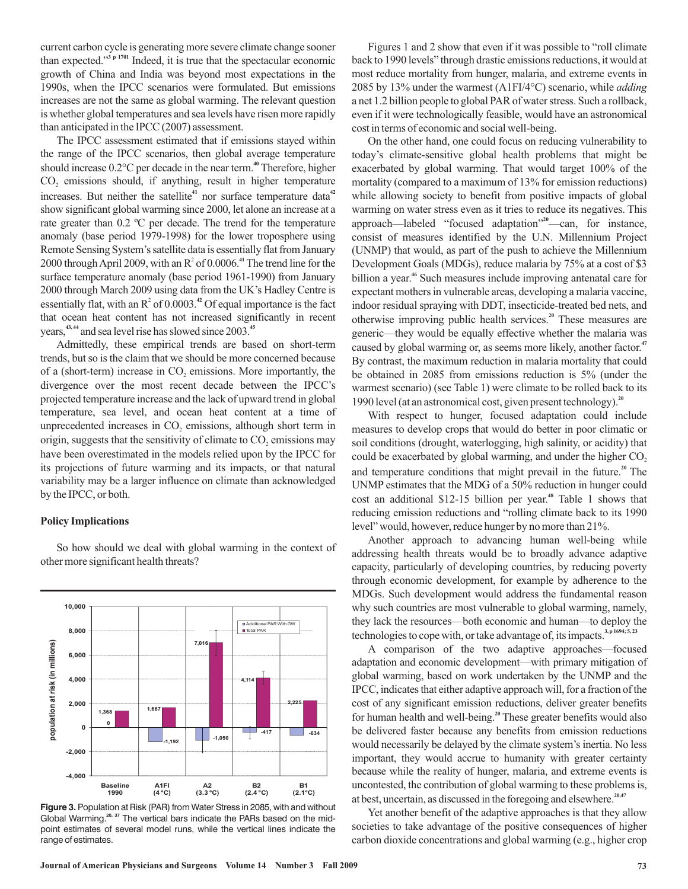current carbon cycle is generating more severe climate change sooner than expected."[3 p 1701] Indeed, it is true that the spectacular economic growth of China and India was beyond most expectations in the 1990s, when the IPCC scenarios were formulated. But emissions increases are not the same as global warming. The relevant question is whether global temperatures and sea levels have risen more rapidly than anticipated in the IPCC (2007) assessment.

The IPCC assessment estimated that if emissions stayed within the range of the IPCC scenarios, then global average temperature should increase 0.2°C per decade in the near term.[40] Therefore, higher $CO_2$ emissions should, if anything, result in higher temperature increases. But neither the satellite[41] nor surface temperature data[42] show significant global warming since 2000, let alone an increase at a rate greater than 0.2 ºC per decade. The trend for the temperature anomaly (base period 1979-1998) for the lower troposphere using Remote Sensing System's satellite data is essentially flat from January 2000 through April 2009, with an $R^2$ of 0.0006.[41] The trend line for the surface temperature anomaly (base period 1961-1990) from January 2000 through March 2009 using data from the UK's Hadley Centre is essentially flat, with an $R^2$ of 0.0003.[42] Of equal importance is the fact that ocean heat content has not increased significantly in recent years,[43,44] and sea level rise has slowed since 2003.[45]

Admittedly, these empirical trends are based on short-term trends, but so is the claim that we should be more concerned because of a (short-term) increase in $CO_2$ emissions. More importantly, the divergence over the most recent decade between the IPCC's projected temperature increase and the lack of upward trend in global temperature, sea level, and ocean heat content at a time of unprecedented increases in $CO_2$ emissions, although short term in origin, suggests that the sensitivity of climate to $CO_2$ emissions may have been overestimated in the models relied upon by the IPCC for its projections of future warming and its impacts, or that natural variability may be a larger influence on climate than acknowledged by the IPCC, or both.

### Policy Implications

So how should we deal with global warming in the context of other more significant health threats?

**Figure 3.** Population at Risk (PAR) from Water Stress in 2085, with and without Global Warming.[20, 37] The vertical bars indicate the PARs based on the mid-point estimates of several model runs, while the vertical lines indicate the range of estimates.

Figures 1 and 2 show that even if it was possible to "roll climate back to 1990 levels" through drastic emissions reductions, it would at most reduce mortality from hunger, malaria, and extreme events in 2085 by 13% under the warmest (A1FI/4°C) scenario, while *adding* a net 1.2 billion people to global PAR of water stress. Such a rollback, even if it were technologically feasible, would have an astronomical cost in terms of economic and social well-being.

On the other hand, one could focus on reducing vulnerability to today's climate-sensitive global health problems that might be exacerbated by global warming. That would target 100% of the mortality (compared to a maximum of 13% for emission reductions) while allowing society to benefit from positive impacts of global warming on water stress even as it tries to reduce its negatives. This approach—labeled "focused adaptation"[20]—can, for instance, consist of measures identified by the U.N. Millennium Project (UNMP) that would, as part of the push to achieve the Millennium Development Goals (MDGs), reduce malaria by 75% at a cost of $3 billion a year.[46] Such measures include improving antenatal care for expectant mothers in vulnerable areas, developing a malaria vaccine, indoor residual spraying with DDT, insecticide-treated bed nets, and otherwise improving public health services.[20] These measures are generic—they would be equally effective whether the malaria was caused by global warming or, as seems more likely, another factor.[47] By contrast, the maximum reduction in malaria mortality that could be obtained in 2085 from emissions reduction is 5% (under the warmest scenario) (see Table 1) were climate to be rolled back to its 1990 level (at an astronomical cost, given present technology).[20]

With respect to hunger, focused adaptation could include measures to develop crops that would do better in poor climatic or soil conditions (drought, waterlogging, high salinity, or acidity) that could be exacerbated by global warming, and under the higher $CO_2$ and temperature conditions that might prevail in the future.[20] The UNMP estimates that the MDG of a 50% reduction in hunger could cost an additional $12-15 billion per year.[48] Table 1 shows that reducing emission reductions and "rolling climate back to its 1990 level" would, however, reduce hunger by no more than 21%.

Another approach to advancing human well-being while addressing health threats would be to broadly advance adaptive capacity, particularly of developing countries, by reducing poverty through economic development, for example by adherence to the MDGs. Such development would address the fundamental reason why such countries are most vulnerable to global warming, namely, they lack the resources—both economic and human—to deploy the technologies to cope with, or take advantage of, its impacts.[3, p 1694; 5, 23]

A comparison of the two adaptive approaches—focused adaptation and economic development—with primary mitigation of global warming, based on work undertaken by the UNMP and the IPCC, indicates that either adaptive approach will, for a fraction of the cost of any significant emission reductions, deliver greater benefits for human health and well-being.[20] These greater benefits would also be delivered faster because any benefits from emission reductions would necessarily be delayed by the climate system's inertia. No less important, they would accrue to humanity with greater certainty because while the reality of hunger, malaria, and extreme events is uncontested, the contribution of global warming to these problems is, at best, uncertain, as discussed in the foregoing and elsewhere.[20,47]

Yet another benefit of the adaptive approaches is that they allow societies to take advantage of the positive consequences of higher carbon dioxide concentrations and global warming (e.g., higher crop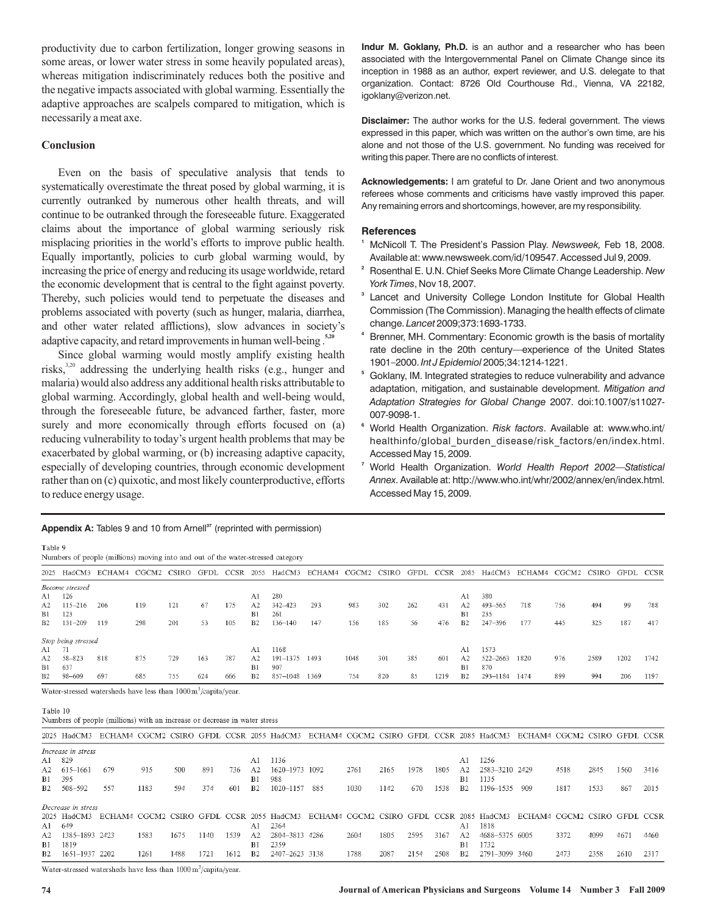productivity due to carbon fertilization, longer growing seasons in some areas, or lower water stress in some heavily populated areas), whereas mitigation indiscriminately reduces both the positive and the negative impacts associated with global warming. Essentially the adaptive approaches are scalpels compared to mitigation, which is necessarily a meat axe.

## Conclusion

Even on the basis of speculative analysis that tends to systematically overestimate the threat posed by global warming, it is currently outranked by numerous other health threats, and will continue to be outranked through the foreseeable future. Exaggerated claims about the importance of global warming seriously risk misplacing priorities in the world's efforts to improve public health. Equally importantly, policies to curb global warming would, by increasing the price of energy and reducing its usage worldwide, retard the economic development that is central to the fight against poverty. Thereby, such policies would tend to perpetuate the diseases and problems associated with poverty (such as hunger, malaria, diarrhea, and other water related afflictions), slow advances in society's adaptive capacity, and retard improvements in human well-being.[5,20]

Since global warming would mostly amplify existing health risks,[3,20] addressing the underlying health risks (e.g., hunger and malaria) would also address any additional health risks attributable to global warming. Accordingly, global health and well-being would, through the foreseeable future, be advanced farther, faster, more surely and more economically through efforts focused on (a) reducing vulnerability to today's urgent health problems that may be exacerbated by global warming, or (b) increasing adaptive capacity, especially of developing countries, through economic development rather than on (c) quixotic, and most likely counterproductive, efforts to reduce energy usage.

**Indur M. Goklany, Ph.D.** is an author and a researcher who has been associated with the Intergovernmental Panel on Climate Change since its inception in 1988 as an author, expert reviewer, and U.S. delegate to that organization. Contact: 8726 Old Courthouse Rd., Vienna, VA 22182, igoklany@verizon.net.

**Disclaimer:** The author works for the U.S. federal government. The views expressed in this paper, which was written on the author's own time, are his alone and not those of the U.S. government. No funding was received for writing this paper. There are no conflicts of interest.

**Acknowledgements:** I am grateful to Dr. Jane Orient and two anonymous referees whose comments and criticisms have vastly improved this paper. Any remaining errors and shortcomings, however, are my responsibility.

## References

1. McNicoll T. The President's Passion Play. *Newsweek,* Feb 18, 2008. Available at: www.newsweek.com/id/109547. Accessed Jul 9, 2009.
2. Rosenthal E. U.N. Chief Seeks More Climate Change Leadership. *New York Times*, Nov 18, 2007.
3. Lancet and University College London Institute for Global Health Commission (The Commission). Managing the health effects of climate change. *Lancet* 2009;373:1693-1733.
4. Brenner, MH. Commentary: Economic growth is the basis of mortality rate decline in the 20th century—experience of the United States 1901–2000. *Int J Epidemiol* 2005;34:1214-1221.
5. Goklany, IM. Integrated strategies to reduce vulnerability and advance adaptation, mitigation, and sustainable development. *Mitigation and Adaptation Strategies for Global Change* 2007. doi:10.1007/s11027-007-9098-1.
6. World Health Organization. *Risk factors*. Available at: www.who.int/healthinfo/global_burden_disease/risk_factors/en/index.html. Accessed May 15, 2009.
7. World Health Organization. *World Health Report 2002—Statistical Annex*. Available at: http://www.who.int/whr/2002/annex/en/index.html. Accessed May 15, 2009.

**Appendix A:** Tables 9 and 10 from Arnell[37] (reprinted with permission)

Table 9
Numbers of people (millions) moving into and out of the water-stressed category

| 2025 | HadCM3 | ECHAM4 | CGCM2 | CSIRO | GFDL | CCSR | 2055 | HadCM3 | ECHAM4 | CGCM2 | CSIRO | GFDL | CCSR | 2085 | HadCM3 | ECHAM4 | CGCM2 | CSIRO | GFDL | CCSR |
|---|---|---|---|---|---|---|---|---|---|---|---|---|---|---|---|---|---|---|---|---|
| *Become stressed* | | | | | | | | | | | | | | | | | | | | |
| A1 | 126 | | | | | | A1 | 280 | | | | | | A1 | 380 | | | | | |
| A2 | 115–216 | 206 | 119 | 121 | 67 | 175 | A2 | 342–423 | 293 | 983 | 302 | 262 | 431 | A2 | 493–565 | 718 | 756 | 494 | 99 | 788 |
| B1 | 123 | | | | | | B1 | 261 | | | | | | B1 | 235 | | | | | |
| B2 | 131–209 | 119 | 298 | 201 | 53 | 105 | B2 | 136–140 | 147 | 156 | 185 | 56 | 476 | B2 | 247–396 | 177 | 445 | 325 | 187 | 417 |
| *Stop being stressed* | | | | | | | | | | | | | | | | | | | | |
| A1 | 71 | | | | | | A1 | 1168 | | | | | | A1 | 1573 | | | | | |
| A2 | 58–823 | 818 | 875 | 729 | 163 | 787 | A2 | 191–1375 | 1493 | 1048 | 301 | 385 | 601 | A2 | 522–2663 | 1820 | 976 | 2589 | 1202 | 1742 |
| B1 | 637 | | | | | | B1 | 907 | | | | | | B1 | 870 | | | | | |
| B2 | 98–609 | 697 | 685 | 755 | 624 | 666 | B2 | 857–1048 | 1369 | 754 | 820 | 85 | 1219 | B2 | 293–1184 | 1474 | 899 | 994 | 206 | 1197 |

Water-stressed watersheds have less than 1000 m$^3$/capita/year.

Table 10
Numbers of people (millions) with an increase or decrease in water stress

| 2025 | HadCM3 | ECHAM4 | CGCM2 | CSIRO | GFDL | CCSR | 2055 | HadCM3 | ECHAM4 | CGCM2 | CSIRO | GFDL | CCSR | 2085 | HadCM3 | ECHAM4 | CGCM2 | CSIRO | GFDL | CCSR |
|---|---|---|---|---|---|---|---|---|---|---|---|---|---|---|---|---|---|---|---|---|
| *Increase in stress* | | | | | | | | | | | | | | | | | | | | |
| A1 | 829 | | | | | | A1 | 1136 | | | | | | A1 | 1256 | | | | | |
| A2 | 615–1661 | 679 | 915 | 500 | 891 | 736 | A2 | 1620–1973 | 1092 | 2761 | 2165 | 1978 | 1805 | A2 | 2583–3210 | 2429 | 4518 | 2845 | 1560 | 3416 |
| B1 | 395 | | | | | | B1 | 988 | | | | | | B1 | 1135 | | | | | |
| B2 | 508–592 | 557 | 1183 | 594 | 374 | 601 | B2 | 1020–1157 | 885 | 1030 | 1142 | 670 | 1538 | B2 | 1196–1535 | 909 | 1817 | 1533 | 867 | 2015 |
| *Decrease in stress* | | | | | | | | | | | | | | | | | | | | |
| 2025 | HadCM3 | ECHAM4 | CGCM2 | CSIRO | GFDL | CCSR | 2055 | HadCM3 | ECHAM4 | CGCM2 | CSIRO | GFDL | CCSR | 2085 | HadCM3 | ECHAM4 | CGCM2 | CSIRO | GFDL | CCSR |
| A1 | 649 | | | | | | A1 | 2364 | | | | | | A1 | 1818 | | | | | |
| A2 | 1385–1893 | 2423 | 1583 | 1675 | 1140 | 1539 | A2 | 2804–3813 | 4286 | 2604 | 1805 | 2595 | 3167 | A2 | 4688–5375 | 6005 | 3372 | 4099 | 4671 | 4460 |
| B1 | 1819 | | | | | | B1 | 2359 | | | | | | B1 | 1732 | | | | | |
| B2 | 1651–1937 | 2202 | 1261 | 1488 | 1721 | 1612 | B2 | 2407–2623 | 3138 | 1788 | 2087 | 2154 | 2508 | B2 | 2791–3099 | 3460 | 2473 | 2358 | 2610 | 2317 |

Water-stressed watersheds have less than 1000 m$^3$/capita/year.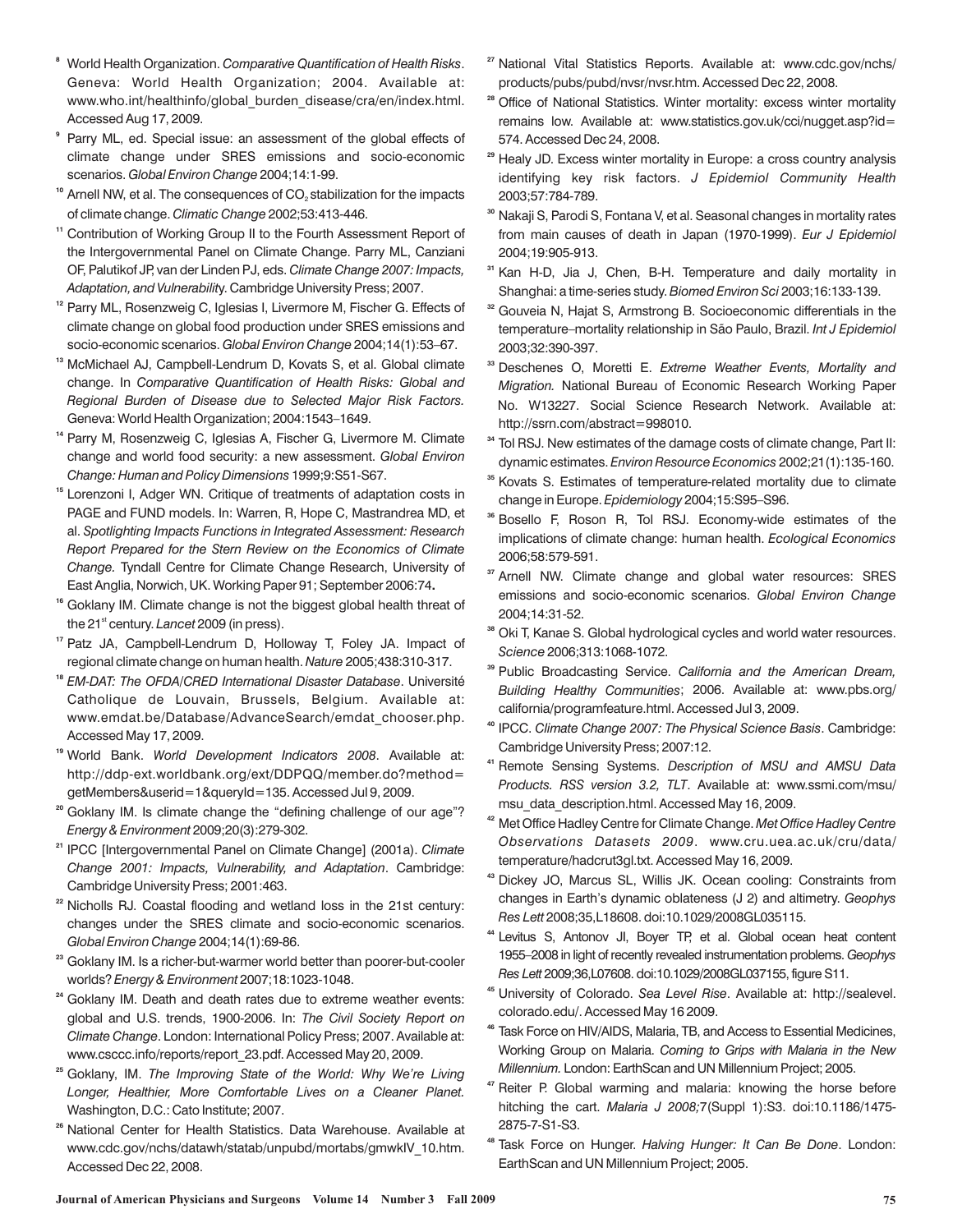8. World Health Organization. *Comparative Quantification of Health Risks*. Geneva: World Health Organization; 2004. Available at: www.who.int/healthinfo/global_burden_disease/cra/en/index.html. Accessed Aug 17, 2009.
9. Parry ML, ed. Special issue: an assessment of the global effects of climate change under SRES emissions and socio-economic scenarios. *Global Environ Change* 2004;14:1-99.
10. Arnell NW, et al. The consequences of $CO_2$ stabilization for the impacts of climate change. *Climatic Change* 2002;53:413-446.
11. Contribution of Working Group II to the Fourth Assessment Report of the Intergovernmental Panel on Climate Change. Parry ML, Canziani OF, Palutikof JP, van der Linden PJ, eds. *Climate Change 2007: Impacts, Adaptation, and Vulnerability*. Cambridge University Press; 2007.
12. Parry ML, Rosenzweig C, Iglesias I, Livermore M, Fischer G. Effects of climate change on global food production under SRES emissions and socio-economic scenarios. *Global Environ Change* 2004;14(1):53–67.
13. McMichael AJ, Campbell-Lendrum D, Kovats S, et al. Global climate change. In *Comparative Quantification of Health Risks: Global and Regional Burden of Disease due to Selected Major Risk Factors.* Geneva: World Health Organization; 2004:1543–1649.
14. Parry M, Rosenzweig C, Iglesias A, Fischer G, Livermore M. Climate change and world food security: a new assessment. *Global Environ Change: Human and Policy Dimensions* 1999;9:S51-S67.
15. Lorenzoni I, Adger WN. Critique of treatments of adaptation costs in PAGE and FUND models. In: Warren, R, Hope C, Mastrandrea MD, et al. *Spotlighting Impacts Functions in Integrated Assessment: Research Report Prepared for the Stern Review on the Economics of Climate Change.* Tyndall Centre for Climate Change Research, University of East Anglia, Norwich, UK. Working Paper 91; September 2006:74**.**
16. Goklany IM. Climate change is not the biggest global health threat of the 21st century. *Lancet* 2009 (in press).
17. Patz JA, Campbell-Lendrum D, Holloway T, Foley JA. Impact of regional climate change on human health. *Nature* 2005;438:310-317.
18. *EM-DAT: The OFDA/CRED International Disaster Database*. Université Catholique de Louvain, Brussels, Belgium. Available at: www.emdat.be/Database/AdvanceSearch/emdat_chooser.php. Accessed May 17, 2009.
19. World Bank. *World Development Indicators 2008*. Available at: http://ddp-ext.worldbank.org/ext/DDPQQ/member.do?method=getMembers&userid=1&queryId=135. Accessed Jul 9, 2009.
20. Goklany IM. Is climate change the "defining challenge of our age"? *Energy & Environment* 2009;20(3):279-302.
21. IPCC [Intergovernmental Panel on Climate Change] (2001a). *Climate Change 2001: Impacts, Vulnerability, and Adaptation*. Cambridge: Cambridge University Press; 2001:463.
22. Nicholls RJ. Coastal flooding and wetland loss in the 21st century: changes under the SRES climate and socio-economic scenarios. *Global Environ Change* 2004;14(1):69-86.
23. Goklany IM. Is a richer-but-warmer world better than poorer-but-cooler worlds? *Energy & Environment* 2007;18:1023-1048.
24. Goklany IM. Death and death rates due to extreme weather events: global and U.S. trends, 1900-2006. In: *The Civil Society Report on Climate Change*. London: International Policy Press; 2007. Available at: www.csccc.info/reports/report_23.pdf. Accessed May 20, 2009.
25. Goklany, IM. *The Improving State of the World: Why We're Living Longer, Healthier, More Comfortable Lives on a Cleaner Planet.* Washington, D.C.: Cato Institute; 2007.
26. National Center for Health Statistics. Data Warehouse. Available at www.cdc.gov/nchs/datawh/statab/unpubd/mortabs/gmwkIV_10.htm. Accessed Dec 22, 2008.
27. National Vital Statistics Reports. Available at: www.cdc.gov/nchs/products/pubs/pubd/nvsr/nvsr.htm. Accessed Dec 22, 2008.
28. Office of National Statistics. Winter mortality: excess winter mortality remains low. Available at: www.statistics.gov.uk/cci/nugget.asp?id=574. Accessed Dec 24, 2008.
29. Healy JD. Excess winter mortality in Europe: a cross country analysis identifying key risk factors. *J Epidemiol Community Health* 2003;57:784-789.
30. Nakaji S, Parodi S, Fontana V, et al. Seasonal changes in mortality rates from main causes of death in Japan (1970-1999). *Eur J Epidemiol* 2004;19:905-913.
31. Kan H-D, Jia J, Chen, B-H. Temperature and daily mortality in Shanghai: a time-series study. *Biomed Environ Sci* 2003;16:133-139.
32. Gouveia N, Hajat S, Armstrong B. Socioeconomic differentials in the temperature–mortality relationship in São Paulo, Brazil. *Int J Epidemiol* 2003;32:390-397.
33. Deschenes O, Moretti E. *Extreme Weather Events, Mortality and Migration.* National Bureau of Economic Research Working Paper No. W13227. Social Science Research Network. Available at: http://ssrn.com/abstract=998010.
34. Tol RSJ. New estimates of the damage costs of climate change, Part II: dynamic estimates. *Environ Resource Economics* 2002;21(1):135-160.
35. Kovats S. Estimates of temperature-related mortality due to climate change in Europe. *Epidemiology* 2004;15:S95–S96.
36. Bosello F, Roson R, Tol RSJ. Economy-wide estimates of the implications of climate change: human health. *Ecological Economics* 2006;58:579-591.
37. Arnell NW. Climate change and global water resources: SRES emissions and socio-economic scenarios. *Global Environ Change* 2004;14:31-52.
38. Oki T, Kanae S. Global hydrological cycles and world water resources. *Science* 2006;313:1068-1072.
39. Public Broadcasting Service. *California and the American Dream, Building Healthy Communities*; 2006. Available at: www.pbs.org/california/programfeature.html. Accessed Jul 3, 2009.
40. IPCC. *Climate Change 2007: The Physical Science Basis*. Cambridge: Cambridge University Press; 2007:12.
41. Remote Sensing Systems. *Description of MSU and AMSU Data Products. RSS version 3.2, TLT*. Available at: www.ssmi.com/msu/msu_data_description.html. Accessed May 16, 2009.
42. Met Office Hadley Centre for Climate Change. *Met Office Hadley Centre Observations Datasets 2009*. www.cru.uea.ac.uk/cru/data/temperature/hadcrut3gl.txt. Accessed May 16, 2009.
43. Dickey JO, Marcus SL, Willis JK. Ocean cooling: Constraints from changes in Earth's dynamic oblateness (J 2) and altimetry. *Geophys Res Lett* 2008;35,L18608. doi:10.1029/2008GL035115.
44. Levitus S, Antonov JI, Boyer TP, et al. Global ocean heat content 1955–2008 in light of recently revealed instrumentation problems. *Geophys Res Lett* 2009;36,L07608. doi:10.1029/2008GL037155, figure S11.
45. University of Colorado. *Sea Level Rise*. Available at: http://sealevel.colorado.edu/. Accessed May 16 2009.
46. Task Force on HIV/AIDS, Malaria, TB, and Access to Essential Medicines, Working Group on Malaria. *Coming to Grips with Malaria in the New Millennium.* London: EarthScan and UN Millennium Project; 2005.
47. Reiter P. Global warming and malaria: knowing the horse before hitching the cart. *Malaria J 2008;*7(Suppl 1):S3. doi:10.1186/1475-2875-7-S1-S3.
48. Task Force on Hunger. *Halving Hunger: It Can Be Done*. London: EarthScan and UN Millennium Project; 2005.